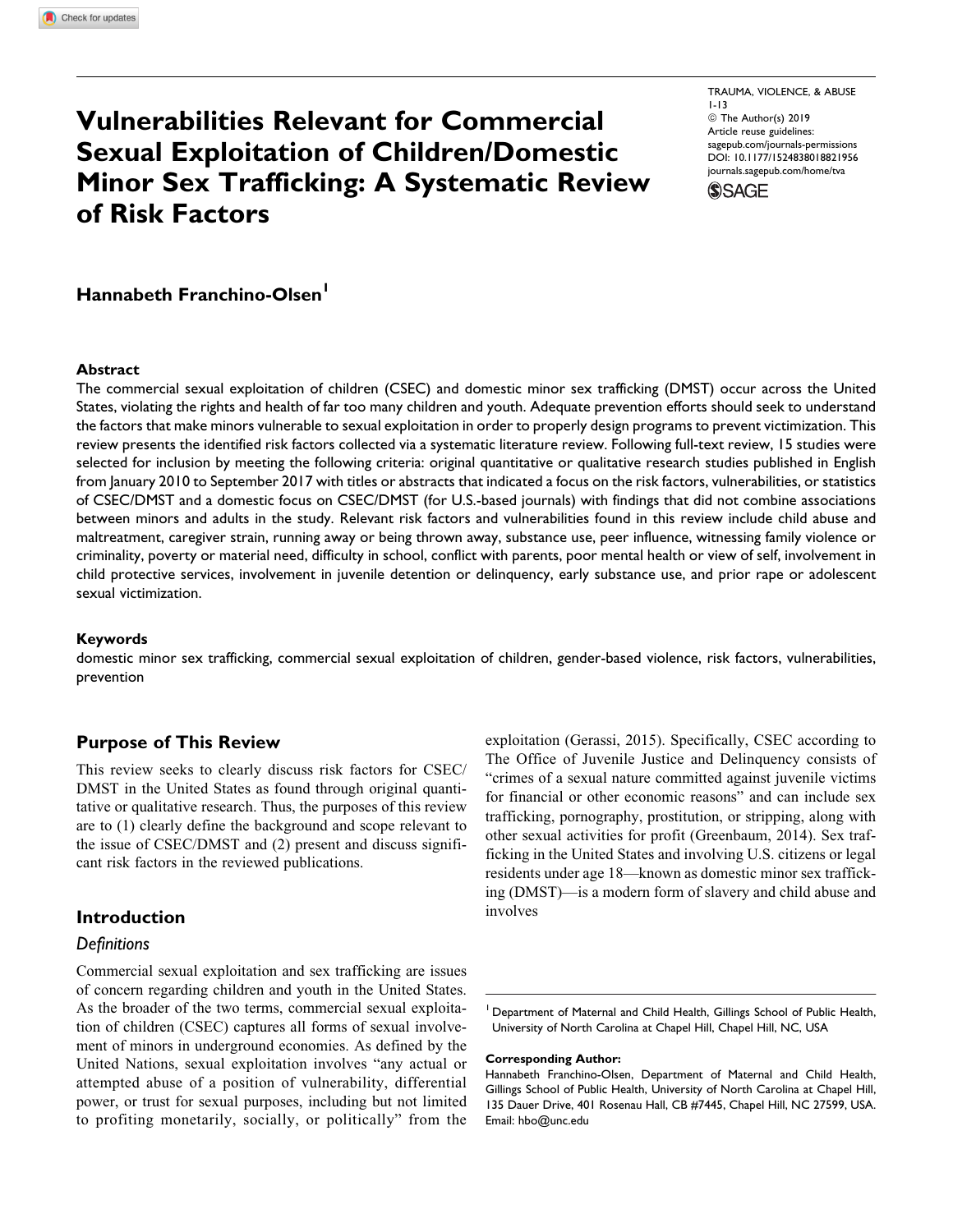# Vulnerabilities Relevant for Commercial Sexual Exploitation of Children/Domestic Minor Sex Trafficking: A Systematic Review of Risk Factors

TRAUMA, VIOLENCE, & ABUSE
1-13
© The Author(s) 2019
Article reuse guidelines:
sagepub.com/journals-permissions
DOI: 10.1177/1524838018821956
journals.sagepub.com/home/tva

**Hannabeth Franchino-Olsen**[1]

### Abstract

The commercial sexual exploitation of children (CSEC) and domestic minor sex trafficking (DMST) occur across the United States, violating the rights and health of far too many children and youth. Adequate prevention efforts should seek to understand the factors that make minors vulnerable to sexual exploitation in order to properly design programs to prevent victimization. This review presents the identified risk factors collected via a systematic literature review. Following full-text review, 15 studies were selected for inclusion by meeting the following criteria: original quantitative or qualitative research studies published in English from January 2010 to September 2017 with titles or abstracts that indicated a focus on the risk factors, vulnerabilities, or statistics of CSEC/DMST and a domestic focus on CSEC/DMST (for U.S.-based journals) with findings that did not combine associations between minors and adults in the study. Relevant risk factors and vulnerabilities found in this review include child abuse and maltreatment, caregiver strain, running away or being thrown away, substance use, peer influence, witnessing family violence or criminality, poverty or material need, difficulty in school, conflict with parents, poor mental health or view of self, involvement in child protective services, involvement in juvenile detention or delinquency, early substance use, and prior rape or adolescent sexual victimization.

### Keywords

domestic minor sex trafficking, commercial sexual exploitation of children, gender-based violence, risk factors, vulnerabilities, prevention

## Purpose of This Review

This review seeks to clearly discuss risk factors for CSEC/DMST in the United States as found through original quantitative or qualitative research. Thus, the purposes of this review are to (1) clearly define the background and scope relevant to the issue of CSEC/DMST and (2) present and discuss significant risk factors in the reviewed publications.

## Introduction

### *Definitions*

Commercial sexual exploitation and sex trafficking are issues of concern regarding children and youth in the United States. As the broader of the two terms, commercial sexual exploitation of children (CSEC) captures all forms of sexual involvement of minors in underground economies. As defined by the United Nations, sexual exploitation involves "any actual or attempted abuse of a position of vulnerability, differential power, or trust for sexual purposes, including but not limited to profiting monetarily, socially, or politically" from the exploitation (Gerassi, 2015). Specifically, CSEC according to The Office of Juvenile Justice and Delinquency consists of "crimes of a sexual nature committed against juvenile victims for financial or other economic reasons" and can include sex trafficking, pornography, prostitution, or stripping, along with other sexual activities for profit (Greenbaum, 2014). Sex trafficking in the United States and involving U.S. citizens or legal residents under age 18—known as domestic minor sex trafficking (DMST)—is a modern form of slavery and child abuse and involves

[1] Department of Maternal and Child Health, Gillings School of Public Health, University of North Carolina at Chapel Hill, Chapel Hill, NC, USA

**Corresponding Author:**
Hannabeth Franchino-Olsen, Department of Maternal and Child Health, Gillings School of Public Health, University of North Carolina at Chapel Hill, 135 Dauer Drive, 401 Rosenau Hall, CB #7445, Chapel Hill, NC 27599, USA.
Email: hbo@unc.edu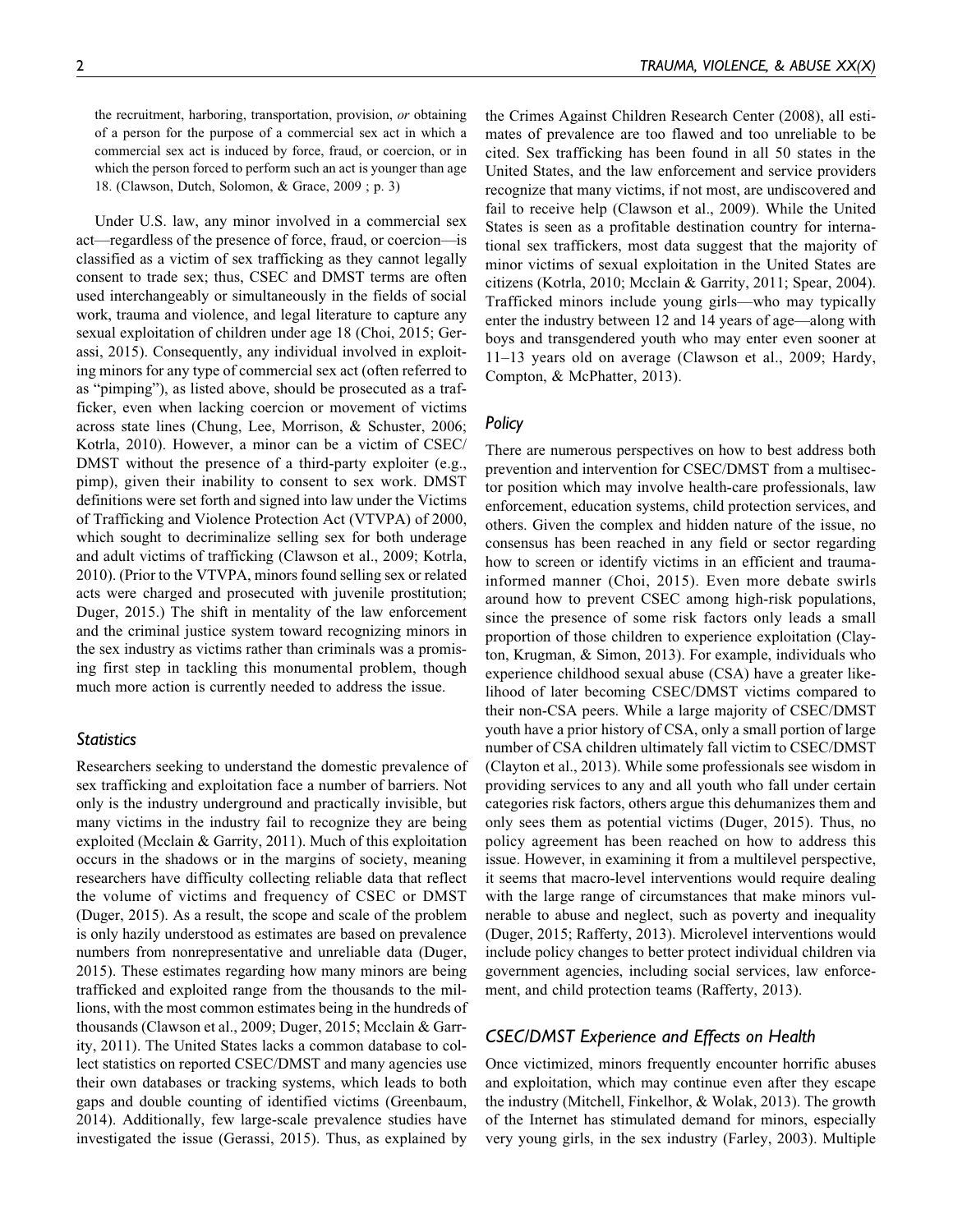the recruitment, harboring, transportation, provision, *or* obtaining of a person for the purpose of a commercial sex act in which a commercial sex act is induced by force, fraud, or coercion, or in which the person forced to perform such an act is younger than age 18. (Clawson, Dutch, Solomon, & Grace, 2009 ; p. 3)

Under U.S. law, any minor involved in a commercial sex act—regardless of the presence of force, fraud, or coercion—is classified as a victim of sex trafficking as they cannot legally consent to trade sex; thus, CSEC and DMST terms are often used interchangeably or simultaneously in the fields of social work, trauma and violence, and legal literature to capture any sexual exploitation of children under age 18 (Choi, 2015; Gerassi, 2015). Consequently, any individual involved in exploiting minors for any type of commercial sex act (often referred to as "pimping"), as listed above, should be prosecuted as a trafficker, even when lacking coercion or movement of victims across state lines (Chung, Lee, Morrison, & Schuster, 2006; Kotrla, 2010). However, a minor can be a victim of CSEC/DMST without the presence of a third-party exploiter (e.g., pimp), given their inability to consent to sex work. DMST definitions were set forth and signed into law under the Victims of Trafficking and Violence Protection Act (VTVPA) of 2000, which sought to decriminalize selling sex for both underage and adult victims of trafficking (Clawson et al., 2009; Kotrla, 2010). (Prior to the VTVPA, minors found selling sex or related acts were charged and prosecuted with juvenile prostitution; Duger, 2015.) The shift in mentality of the law enforcement and the criminal justice system toward recognizing minors in the sex industry as victims rather than criminals was a promising first step in tackling this monumental problem, though much more action is currently needed to address the issue.

### *Statistics*

Researchers seeking to understand the domestic prevalence of sex trafficking and exploitation face a number of barriers. Not only is the industry underground and practically invisible, but many victims in the industry fail to recognize they are being exploited (Mcclain & Garrity, 2011). Much of this exploitation occurs in the shadows or in the margins of society, meaning researchers have difficulty collecting reliable data that reflect the volume of victims and frequency of CSEC or DMST (Duger, 2015). As a result, the scope and scale of the problem is only hazily understood as estimates are based on prevalence numbers from nonrepresentative and unreliable data (Duger, 2015). These estimates regarding how many minors are being trafficked and exploited range from the thousands to the millions, with the most common estimates being in the hundreds of thousands (Clawson et al., 2009; Duger, 2015; Mcclain & Garrity, 2011). The United States lacks a common database to collect statistics on reported CSEC/DMST and many agencies use their own databases or tracking systems, which leads to both gaps and double counting of identified victims (Greenbaum, 2014). Additionally, few large-scale prevalence studies have investigated the issue (Gerassi, 2015). Thus, as explained by the Crimes Against Children Research Center (2008), all estimates of prevalence are too flawed and too unreliable to be cited. Sex trafficking has been found in all 50 states in the United States, and the law enforcement and service providers recognize that many victims, if not most, are undiscovered and fail to receive help (Clawson et al., 2009). While the United States is seen as a profitable destination country for international sex traffickers, most data suggest that the majority of minor victims of sexual exploitation in the United States are citizens (Kotrla, 2010; Mcclain & Garrity, 2011; Spear, 2004). Trafficked minors include young girls—who may typically enter the industry between 12 and 14 years of age—along with boys and transgendered youth who may enter even sooner at 11–13 years old on average (Clawson et al., 2009; Hardy, Compton, & McPhatter, 2013).

### *Policy*

There are numerous perspectives on how to best address both prevention and intervention for CSEC/DMST from a multisector position which may involve health-care professionals, law enforcement, education systems, child protection services, and others. Given the complex and hidden nature of the issue, no consensus has been reached in any field or sector regarding how to screen or identify victims in an efficient and trauma-informed manner (Choi, 2015). Even more debate swirls around how to prevent CSEC among high-risk populations, since the presence of some risk factors only leads a small proportion of those children to experience exploitation (Clayton, Krugman, & Simon, 2013). For example, individuals who experience childhood sexual abuse (CSA) have a greater likelihood of later becoming CSEC/DMST victims compared to their non-CSA peers. While a large majority of CSEC/DMST youth have a prior history of CSA, only a small portion of large number of CSA children ultimately fall victim to CSEC/DMST (Clayton et al., 2013). While some professionals see wisdom in providing services to any and all youth who fall under certain categories risk factors, others argue this dehumanizes them and only sees them as potential victims (Duger, 2015). Thus, no policy agreement has been reached on how to address this issue. However, in examining it from a multilevel perspective, it seems that macro-level interventions would require dealing with the large range of circumstances that make minors vulnerable to abuse and neglect, such as poverty and inequality (Duger, 2015; Rafferty, 2013). Microlevel interventions would include policy changes to better protect individual children via government agencies, including social services, law enforcement, and child protection teams (Rafferty, 2013).

## *CSEC/DMST Experience and Effects on Health*

Once victimized, minors frequently encounter horrific abuses and exploitation, which may continue even after they escape the industry (Mitchell, Finkelhor, & Wolak, 2013). The growth of the Internet has stimulated demand for minors, especially very young girls, in the sex industry (Farley, 2003). Multiple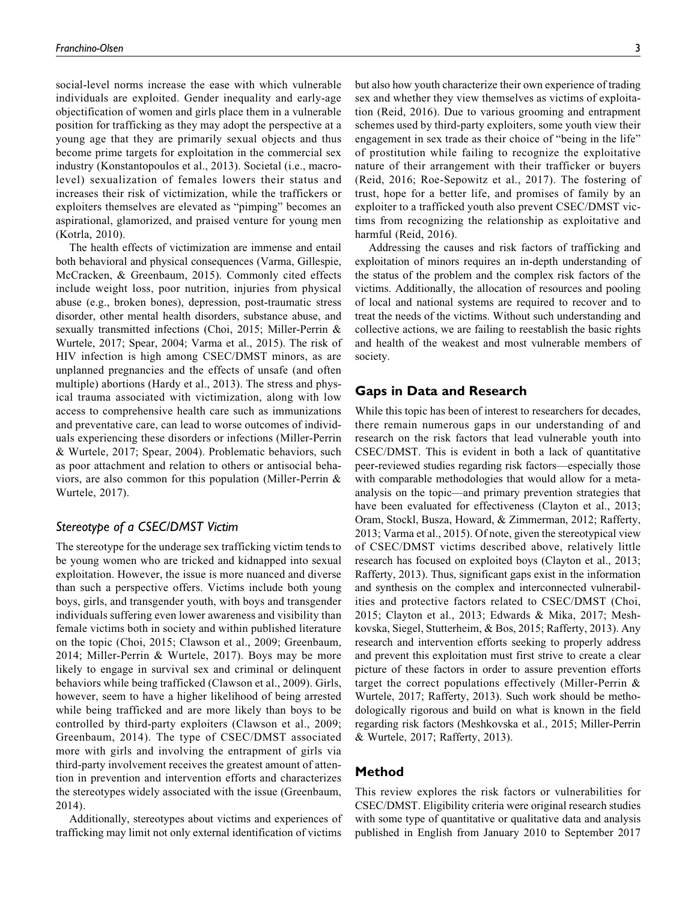social-level norms increase the ease with which vulnerable individuals are exploited. Gender inequality and early-age objectification of women and girls place them in a vulnerable position for trafficking as they may adopt the perspective at a young age that they are primarily sexual objects and thus become prime targets for exploitation in the commercial sex industry (Konstantopoulos et al., 2013). Societal (i.e., macro-level) sexualization of females lowers their status and increases their risk of victimization, while the traffickers or exploiters themselves are elevated as "pimping" becomes an aspirational, glamorized, and praised venture for young men (Kotrla, 2010).

The health effects of victimization are immense and entail both behavioral and physical consequences (Varma, Gillespie, McCracken, & Greenbaum, 2015). Commonly cited effects include weight loss, poor nutrition, injuries from physical abuse (e.g., broken bones), depression, post-traumatic stress disorder, other mental health disorders, substance abuse, and sexually transmitted infections (Choi, 2015; Miller-Perrin & Wurtele, 2017; Spear, 2004; Varma et al., 2015). The risk of HIV infection is high among CSEC/DMST minors, as are unplanned pregnancies and the effects of unsafe (and often multiple) abortions (Hardy et al., 2013). The stress and physical trauma associated with victimization, along with low access to comprehensive health care such as immunizations and preventative care, can lead to worse outcomes of individuals experiencing these disorders or infections (Miller-Perrin & Wurtele, 2017; Spear, 2004). Problematic behaviors, such as poor attachment and relation to others or antisocial behaviors, are also common for this population (Miller-Perrin & Wurtele, 2017).

### *Stereotype of a CSEC/DMST Victim*

The stereotype for the underage sex trafficking victim tends to be young women who are tricked and kidnapped into sexual exploitation. However, the issue is more nuanced and diverse than such a perspective offers. Victims include both young boys, girls, and transgender youth, with boys and transgender individuals suffering even lower awareness and visibility than female victims both in society and within published literature on the topic (Choi, 2015; Clawson et al., 2009; Greenbaum, 2014; Miller-Perrin & Wurtele, 2017). Boys may be more likely to engage in survival sex and criminal or delinquent behaviors while being trafficked (Clawson et al., 2009). Girls, however, seem to have a higher likelihood of being arrested while being trafficked and are more likely than boys to be controlled by third-party exploiters (Clawson et al., 2009; Greenbaum, 2014). The type of CSEC/DMST associated more with girls and involving the entrapment of girls via third-party involvement receives the greatest amount of attention in prevention and intervention efforts and characterizes the stereotypes widely associated with the issue (Greenbaum, 2014).

Additionally, stereotypes about victims and experiences of trafficking may limit not only external identification of victims but also how youth characterize their own experience of trading sex and whether they view themselves as victims of exploitation (Reid, 2016). Due to various grooming and entrapment schemes used by third-party exploiters, some youth view their engagement in sex trade as their choice of "being in the life" of prostitution while failing to recognize the exploitative nature of their arrangement with their trafficker or buyers (Reid, 2016; Roe-Sepowitz et al., 2017). The fostering of trust, hope for a better life, and promises of family by an exploiter to a trafficked youth also prevent CSEC/DMST victims from recognizing the relationship as exploitative and harmful (Reid, 2016).

Addressing the causes and risk factors of trafficking and exploitation of minors requires an in-depth understanding of the status of the problem and the complex risk factors of the victims. Additionally, the allocation of resources and pooling of local and national systems are required to recover and to treat the needs of the victims. Without such understanding and collective actions, we are failing to reestablish the basic rights and health of the weakest and most vulnerable members of society.

## Gaps in Data and Research

While this topic has been of interest to researchers for decades, there remain numerous gaps in our understanding of and research on the risk factors that lead vulnerable youth into CSEC/DMST. This is evident in both a lack of quantitative peer-reviewed studies regarding risk factors—especially those with comparable methodologies that would allow for a meta-analysis on the topic—and primary prevention strategies that have been evaluated for effectiveness (Clayton et al., 2013; Oram, Stockl, Busza, Howard, & Zimmerman, 2012; Rafferty, 2013; Varma et al., 2015). Of note, given the stereotypical view of CSEC/DMST victims described above, relatively little research has focused on exploited boys (Clayton et al., 2013; Rafferty, 2013). Thus, significant gaps exist in the information and synthesis on the complex and interconnected vulnerabilities and protective factors related to CSEC/DMST (Choi, 2015; Clayton et al., 2013; Edwards & Mika, 2017; Meshkovska, Siegel, Stutterheim, & Bos, 2015; Rafferty, 2013). Any research and intervention efforts seeking to properly address and prevent this exploitation must first strive to create a clear picture of these factors in order to assure prevention efforts target the correct populations effectively (Miller-Perrin & Wurtele, 2017; Rafferty, 2013). Such work should be methodologically rigorous and build on what is known in the field regarding risk factors (Meshkovska et al., 2015; Miller-Perrin & Wurtele, 2017; Rafferty, 2013).

## Method

This review explores the risk factors or vulnerabilities for CSEC/DMST. Eligibility criteria were original research studies with some type of quantitative or qualitative data and analysis published in English from January 2010 to September 2017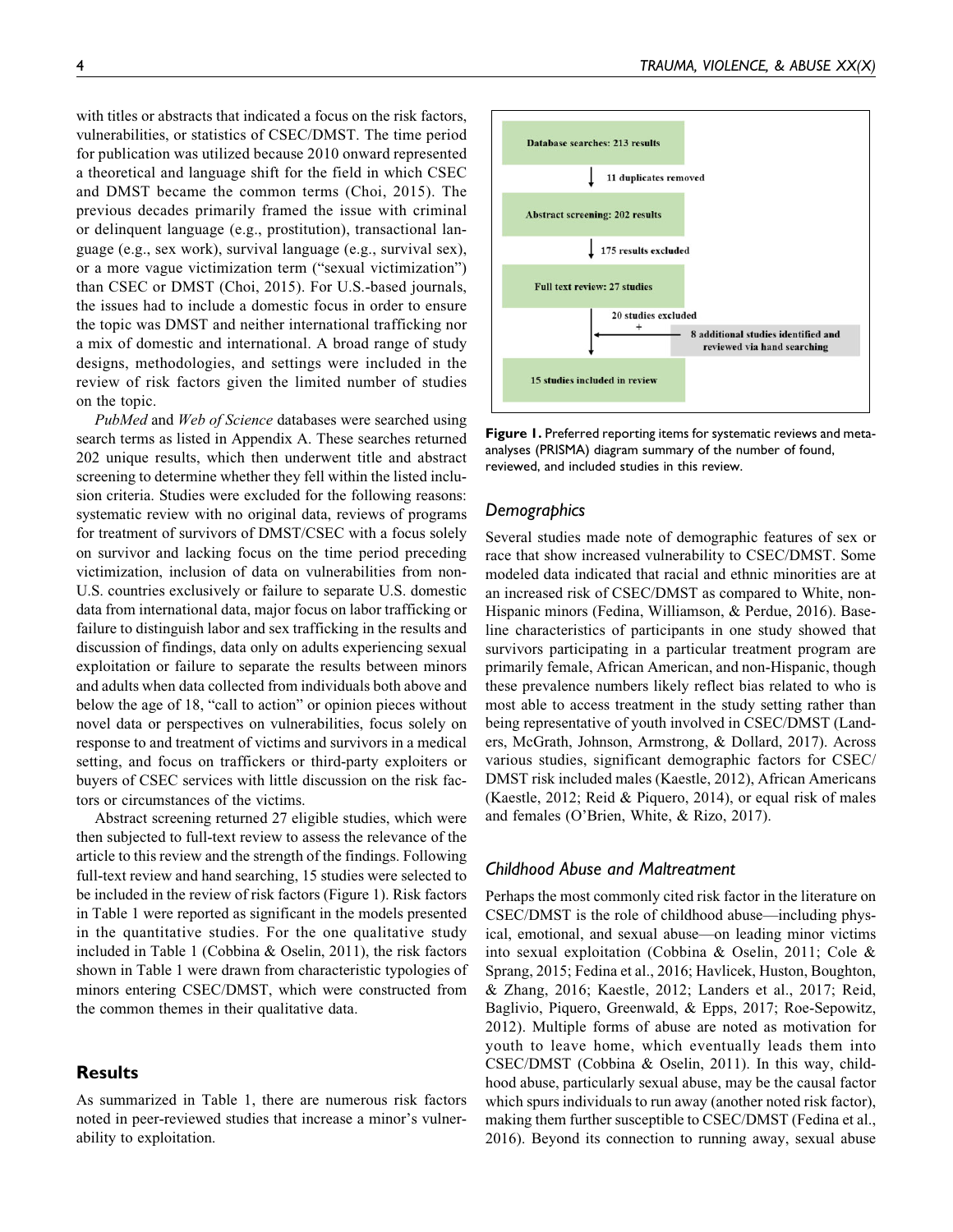with titles or abstracts that indicated a focus on the risk factors, vulnerabilities, or statistics of CSEC/DMST. The time period for publication was utilized because 2010 onward represented a theoretical and language shift for the field in which CSEC and DMST became the common terms (Choi, 2015). The previous decades primarily framed the issue with criminal or delinquent language (e.g., prostitution), transactional language (e.g., sex work), survival language (e.g., survival sex), or a more vague victimization term ("sexual victimization") than CSEC or DMST (Choi, 2015). For U.S.-based journals, the issues had to include a domestic focus in order to ensure the topic was DMST and neither international trafficking nor a mix of domestic and international. A broad range of study designs, methodologies, and settings were included in the review of risk factors given the limited number of studies on the topic.

*PubMed* and *Web of Science* databases were searched using search terms as listed in Appendix A. These searches returned 202 unique results, which then underwent title and abstract screening to determine whether they fell within the listed inclusion criteria. Studies were excluded for the following reasons: systematic review with no original data, reviews of programs for treatment of survivors of DMST/CSEC with a focus solely on survivor and lacking focus on the time period preceding victimization, inclusion of data on vulnerabilities from non-U.S. countries exclusively or failure to separate U.S. domestic data from international data, major focus on labor trafficking or failure to distinguish labor and sex trafficking in the results and discussion of findings, data only on adults experiencing sexual exploitation or failure to separate the results between minors and adults when data collected from individuals both above and below the age of 18, "call to action" or opinion pieces without novel data or perspectives on vulnerabilities, focus solely on response to and treatment of victims and survivors in a medical setting, and focus on traffickers or third-party exploiters or buyers of CSEC services with little discussion on the risk factors or circumstances of the victims.

Abstract screening returned 27 eligible studies, which were then subjected to full-text review to assess the relevance of the article to this review and the strength of the findings. Following full-text review and hand searching, 15 studies were selected to be included in the review of risk factors (Figure 1). Risk factors in Table 1 were reported as significant in the models presented in the quantitative studies. For the one qualitative study included in Table 1 (Cobbina & Oselin, 2011), the risk factors shown in Table 1 were drawn from characteristic typologies of minors entering CSEC/DMST, which were constructed from the common themes in their qualitative data.

## Results

As summarized in Table 1, there are numerous risk factors noted in peer-reviewed studies that increase a minor's vulnerability to exploitation.

Database searches: 213 results

↓ 11 duplicates removed

Abstract screening: 202 results

↓ 175 results excluded

Full text review: 27 studies

↓ 20 studies excluded + 8 additional studies identified and reviewed via hand searching

15 studies included in review

**Figure 1.** Preferred reporting items for systematic reviews and meta-analyses (PRISMA) diagram summary of the number of found, reviewed, and included studies in this review.

### Demographics

Several studies made note of demographic features of sex or race that show increased vulnerability to CSEC/DMST. Some modeled data indicated that racial and ethnic minorities are at an increased risk of CSEC/DMST as compared to White, non-Hispanic minors (Fedina, Williamson, & Perdue, 2016). Baseline characteristics of participants in one study showed that survivors participating in a particular treatment program are primarily female, African American, and non-Hispanic, though these prevalence numbers likely reflect bias related to who is most able to access treatment in the study setting rather than being representative of youth involved in CSEC/DMST (Landers, McGrath, Johnson, Armstrong, & Dollard, 2017). Across various studies, significant demographic factors for CSEC/DMST risk included males (Kaestle, 2012), African Americans (Kaestle, 2012; Reid & Piquero, 2014), or equal risk of males and females (O'Brien, White, & Rizo, 2017).

### Childhood Abuse and Maltreatment

Perhaps the most commonly cited risk factor in the literature on CSEC/DMST is the role of childhood abuse—including physical, emotional, and sexual abuse—on leading minor victims into sexual exploitation (Cobbina & Oselin, 2011; Cole & Sprang, 2015; Fedina et al., 2016; Havlicek, Huston, Boughton, & Zhang, 2016; Kaestle, 2012; Landers et al., 2017; Reid, Baglivio, Piquero, Greenwald, & Epps, 2017; Roe-Sepowitz, 2012). Multiple forms of abuse are noted as motivation for youth to leave home, which eventually leads them into CSEC/DMST (Cobbina & Oselin, 2011). In this way, childhood abuse, particularly sexual abuse, may be the causal factor which spurs individuals to run away (another noted risk factor), making them further susceptible to CSEC/DMST (Fedina et al., 2016). Beyond its connection to running away, sexual abuse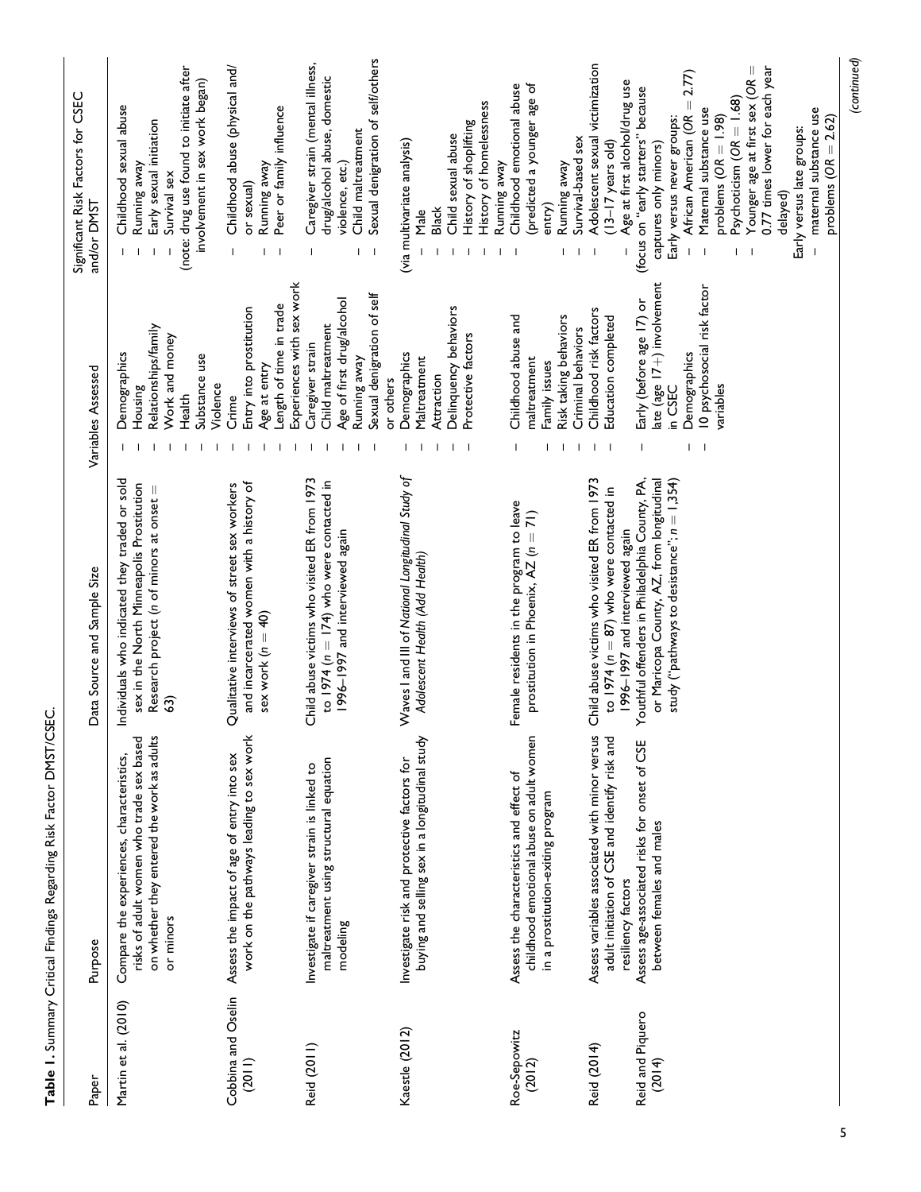**Table 1.** Summary Critical Findings Regarding Risk Factor DMST/CSEC.

| Paper | Purpose | Data Source and Sample Size | Variables Assessed | Significant Risk Factors for CSEC and/or DMST |
|---|---|---|---|---|
| Martin et al. (2010) | Compare the experiences, characteristics, risks of adult women who trade sex based on whether they entered the work as adults or minors | Individuals who indicated they traded or sold sex in the North Minneapolis Prostitution Research project (*n* of minors at onset = 63) | – Demographics<br>– Housing<br>– Relationships/family<br>– Work and money<br>– Health<br>– Substance use<br>– Violence<br>– Crime | – Childhood sexual abuse<br>– Running away<br>– Early sexual initiation<br>– Survival sex<br>(note: drug use found to initiate after involvement in sex work began) |
| Cobbina and Oselin (2011) | Assess the impact of age of entry into sex work on the pathways leading to sex work | Qualitative interviews of street sex workers and incarcerated women with a history of sex work (*n* = 40) | – Entry into prostitution<br>– Age at entry<br>– Length of time in trade<br>– Experiences with sex work | – Childhood abuse (physical and/or sexual)<br>– Running away<br>– Peer or family influence |
| Reid (2011) | Investigate if caregiver strain is linked to maltreatment using structural equation modeling | Child abuse victims who visited ER from 1973 to 1974 (*n* = 174) who were contacted in 1996–1997 and interviewed again | – Caregiver strain<br>– Child maltreatment<br>– Age of first drug/alcohol<br>– Running away<br>– Sexual denigration of self or others | – Caregiver strain (mental illness, drug/alcohol abuse, domestic violence, etc.)<br>– Child maltreatment<br>– Sexual denigration of self/others |
| Kaestle (2012) | Investigate risk and protective factors for buying and selling sex in a longitudinal study | Waves I and III of *National Longitudinal Study of Adolescent Health (Add Health)* | – Demographics<br>– Maltreatment<br>– Attraction<br>– Delinquency behaviors<br>– Protective factors | (via multivariate analysis)<br>– Male<br>– Black<br>– Child sexual abuse<br>– History of shoplifting<br>– History of homelessness<br>– Running away |
| Roe-Sepowitz (2012) | Assess the characteristics and effect of childhood emotional abuse on adult women in a prostitution-exiting program | Female residents in the program to leave prostitution in Phoenix, AZ (*n* = 71) | – Childhood abuse and maltreatment<br>– Family issues<br>– Risk taking behaviors<br>– Criminal behaviors | – Childhood emotional abuse (predicted a younger age of entry)<br>– Running away<br>– Survival-based sex |
| Reid (2014) | Assess variables associated with minor versus adult initiation of CSE and identify risk and resiliency factors | Child abuse victims who visited ER from 1973 to 1974 (*n* = 87) who were contacted in 1996–1997 and interviewed again | – Childhood risk factors<br>– Education completed | – Adolescent sexual victimization (13–17 years old)<br>– Age at first alcohol/drug use |
| Reid and Piquero (2014) | Assess age-associated risks for onset of CSE between females and males | Youthful offenders in Philadelphia County, PA, or Maricopa County, AZ, from longitudinal study ("pathways to desistance"; *n* = 1,354) | – Early (before age 17) or late (age 17+) involvement in CSEC<br>– Demographics<br>– 10 psychosocial risk factor variables | (focus on "early starters" because captures only minors)<br>Early versus never groups:<br>– African American ($OR = 2.77$)<br>– Maternal substance use problems ($OR = 1.98$)<br>– Psychoticism ($OR = 1.68$)<br>– Younger age at first sex ($OR = 0.77$ times lower for each year delayed)<br>Early versus late groups:<br>– maternal substance use problems ($OR = 2.62$) |

*(continued)*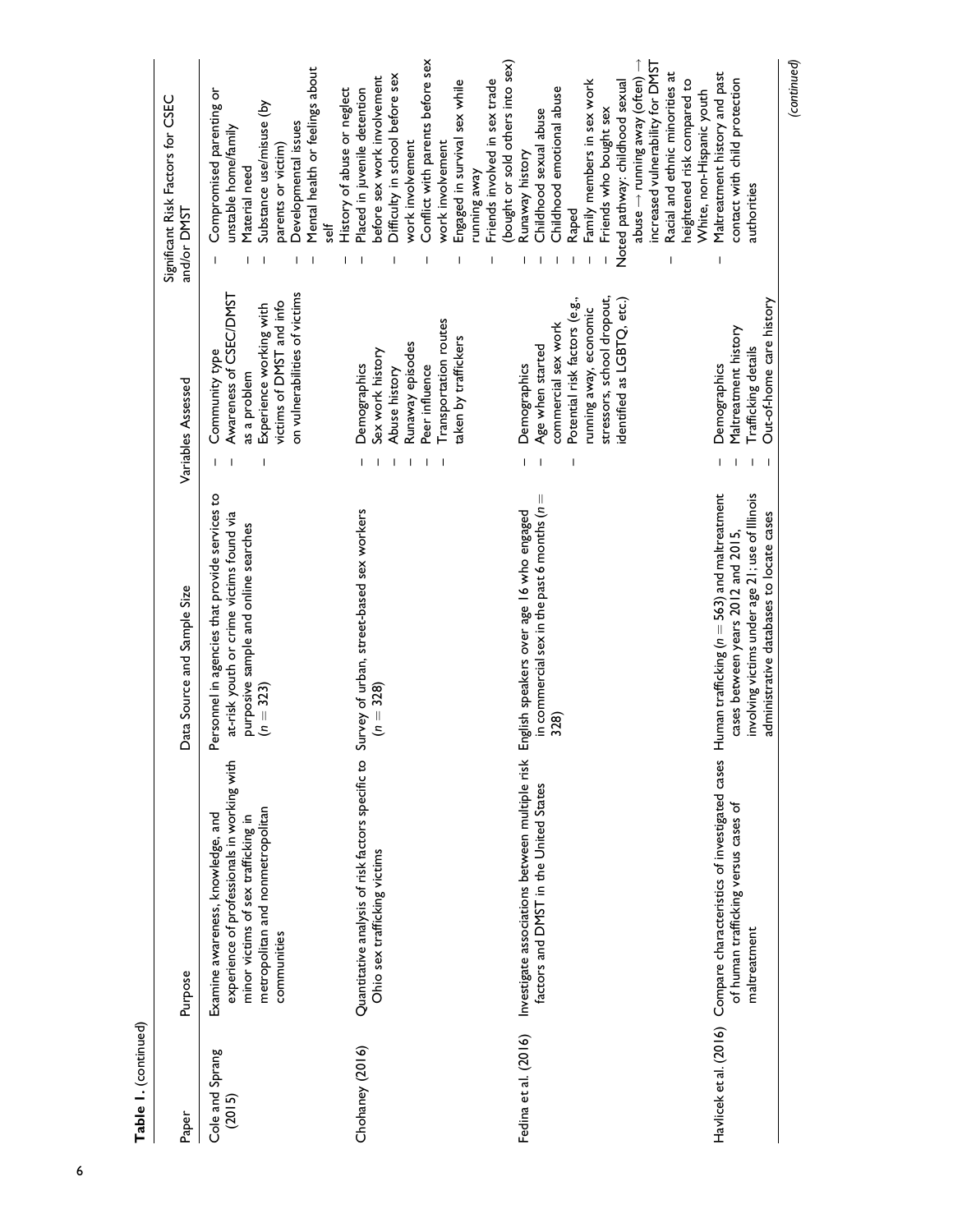**Table 1.** (continued)

| Paper | Purpose | Data Source and Sample Size | Variables Assessed | Significant Risk Factors for CSEC and/or DMST |
|---|---|---|---|---|
| Cole and Sprang (2015) | Examine awareness, knowledge, and experience of professionals in working with minor victims of sex trafficking in metropolitan and nonmetropolitan communities | Personnel in agencies that provide services to at-risk youth or crime victims found via purposive sample and online searches ($n = 323$) | – Community type<br>– Awareness of CSEC/DMST as a problem<br>– Experience working with victims of DMST and info on vulnerabilities of victims | – Compromised parenting or unstable home/family<br>– Material need<br>– Substance use/misuse (by parents or victim)<br>– Developmental issues<br>– Mental health or feelings about self |
| Chohaney (2016) | Quantitative analysis of risk factors specific to Ohio sex trafficking victims | Survey of urban, street-based sex workers ($n = 328$) | – Demographics<br>– Sex work history<br>– Abuse history<br>– Runaway episodes<br>– Peer influence<br>– Transportation routes taken by traffickers | – History of abuse or neglect<br>– Placed in juvenile detention before sex work involvement<br>– Difficulty in school before sex work involvement<br>– Conflict with parents before sex work involvement<br>– Engaged in survival sex while running away<br>– Friends involved in sex trade (bought or sold others into sex) |
| Fedina et al. (2016) | Investigate associations between multiple risk factors and DMST in the United States | English speakers over age 16 who engaged in commercial sex in the past 6 months ($n = 328$) | – Demographics<br>– Age when started commercial sex work<br>– Potential risk factors (e.g., running away, economic stressors, school dropout, identified as LGBTQ, etc.) | – Runaway history<br>– Childhood sexual abuse<br>– Childhood emotional abuse<br>– Raped<br>– Family members in sex work<br>– Friends who bought sex<br>Noted pathway: childhood sexual abuse → running away (often) → increased vulnerability for DMST<br>– Racial and ethnic minorities at heightened risk compared to White, non-Hispanic youth |
| Havlicek et al. (2016) | Compare characteristics of investigated cases of human trafficking versus cases of maltreatment | Human trafficking ($n = 563$) and maltreatment cases between years 2012 and 2015, involving victims under age 21; use of Illinois administrative databases to locate cases | – Demographics<br>– Maltreatment history<br>– Trafficking details<br>– Out-of-home care history | – Maltreatment history and past contact with child protection authorities |

(continued)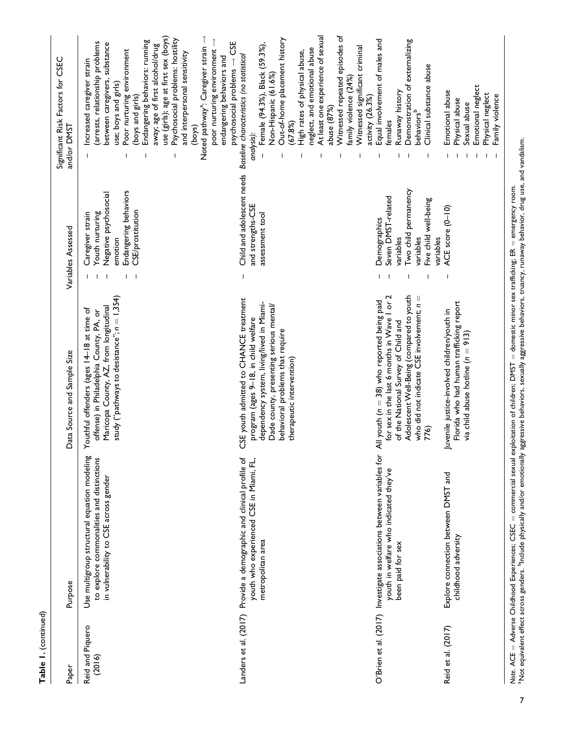**Table 1.** (continued)

| Paper | Purpose | Data Source and Sample Size | Variables Assessed | Significant Risk Factors for CSEC and/or DMST |
|---|---|---|---|---|
| Reid and Piquero (2016) | Use multigroup structural equation modeling to explore commonalities and distinctions in vulnerability to CSE across gender | Youthful offenders (ages 14–18 at time of offense) in Philadelphia County, PA, or Maricopa County, AZ, from longitudinal study ("pathways to desistance"; $n = 1,354$) | – Caregiver strain<br>– Youth nurturing<br>– Negative psychosocial emotion<br>– Endangering behaviors<br>– CSE/prostitution | – Increased caregiver strain (arrests, relationship problems between caregivers, substance use; boys and girls)<br>– Poor nurturing environment (boys and girls)<br>– Endangering behaviors: running away; age of first alcohol/drug use (girls); age at first sex (boys)<br>– Psychosocial problems: hostility and interpersonal sensitivity (boys)<br>Noted pathway[a]: Caregiver strain → poor nurturing environment → endangering behaviors and psychosocial problems → CSE |
| Landers et al. (2017) | Provide a demographic and clinical profile of youth who experienced CSE in Miami, FL, metropolitan area | CSE youth admitted to CHANCE treatment program (ages 9–18, in child welfare dependency system, living/lived in Miami-Dade county, presenting serious mental/behavioral problems that require therapeutic intervention) | – Child and adolescent needs and strengths-CSE assessment tool | *Baseline characteristics (no statistical analysis):*<br>– Female (94.3%), Black (59.3%), Non-Hispanic (61.6%)<br>– Out-of-home placement history (67.8%)<br>– High rates of physical abuse, neglect, and emotional abuse<br>– At least one experience of sexual abuse (87%)<br>– Witnessed repeated episodes of family violence (24%)<br>– Witnessed significant criminal activity (26.3%) |
| O'Brien et al. (2017) | Investigate associations between variables for youth in welfare who indicated they've been paid for sex | All youth ($n = 38$) who reported being paid for sex in the last 6 months in Wave 1 or 2 of the National Survey of Child and Adolescent Well-Being (compared to youth who did not indicate CSE involvement; $n = 776$) | – Demographics<br>– Seven DMST-related variables<br>– Two child permanency variables<br>– Five child well-being variables | – Equal involvement of males and females<br>– Runaway history<br>– Demonstration of externalizing behaviors[b]<br>– Clinical substance abuse |
| Reid et al. (2017) | Explore connection between DMST and childhood adversity | Juvenile justice-involved children/youth in Florida who had human trafficking report via child abuse hotline ($n = 913$) | – ACE score (0–10) | – Emotional abuse<br>– Physical abuse<br>– Sexual abuse<br>– Emotional neglect<br>– Physical neglect<br>– Family violence |

*Note.* ACE = Adverse Childhood Experiences; CSEC = commercial sexual exploitation of children; DMST = domestic minor sex trafficking; ER = emergency room.
[a]Not equivalent effect across genders. [b]Include physically and/or emotionally aggressive behaviors, sexually aggressive behaviors, truancy, runaway behavior, drug use, and vandalism.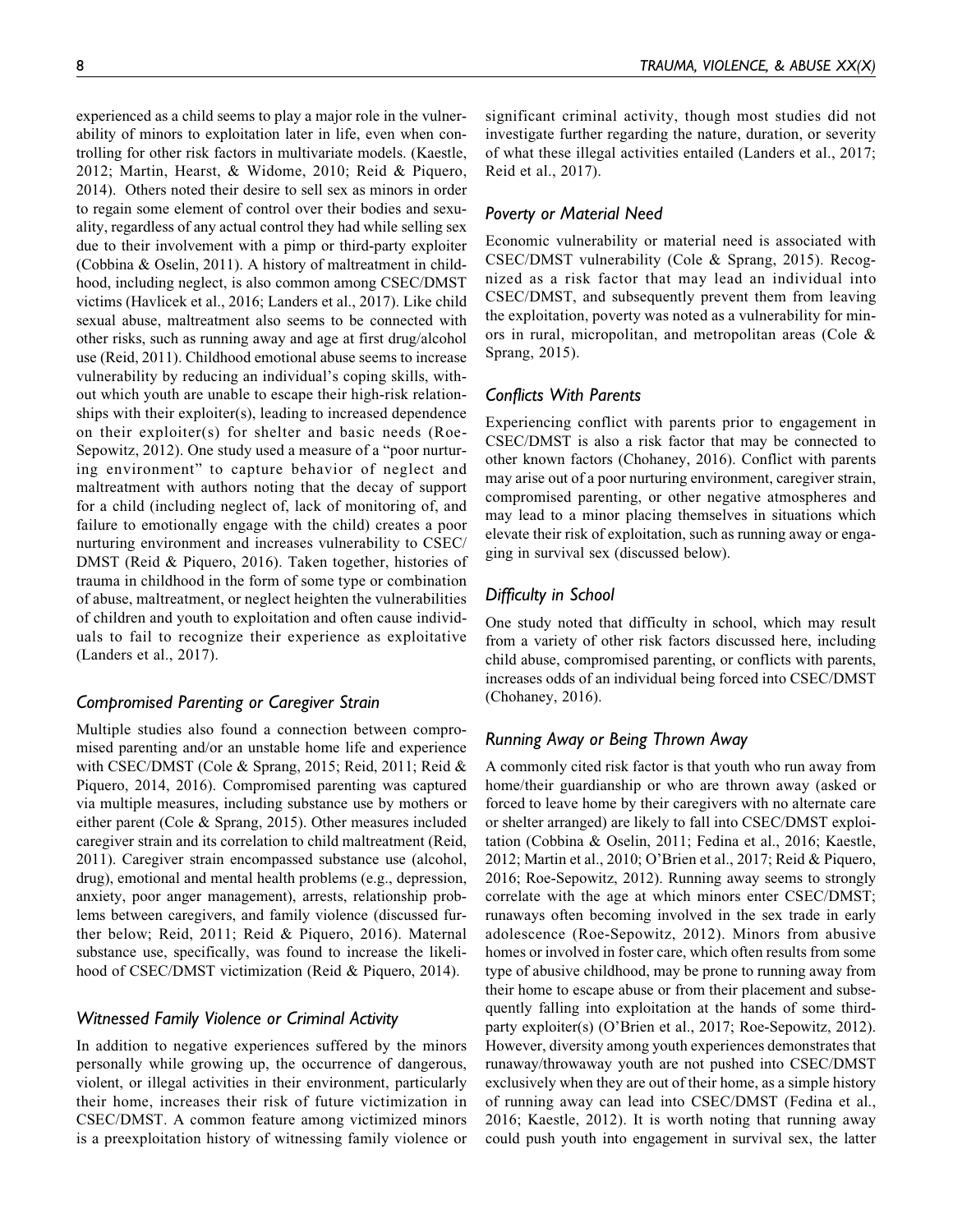experienced as a child seems to play a major role in the vulnerability of minors to exploitation later in life, even when controlling for other risk factors in multivariate models. (Kaestle, 2012; Martin, Hearst, & Widome, 2010; Reid & Piquero, 2014). Others noted their desire to sell sex as minors in order to regain some element of control over their bodies and sexuality, regardless of any actual control they had while selling sex due to their involvement with a pimp or third-party exploiter (Cobbina & Oselin, 2011). A history of maltreatment in childhood, including neglect, is also common among CSEC/DMST victims (Havlicek et al., 2016; Landers et al., 2017). Like child sexual abuse, maltreatment also seems to be connected with other risks, such as running away and age at first drug/alcohol use (Reid, 2011). Childhood emotional abuse seems to increase vulnerability by reducing an individual's coping skills, without which youth are unable to escape their high-risk relationships with their exploiter(s), leading to increased dependence on their exploiter(s) for shelter and basic needs (Roe-Sepowitz, 2012). One study used a measure of a "poor nurturing environment" to capture behavior of neglect and maltreatment with authors noting that the decay of support for a child (including neglect of, lack of monitoring of, and failure to emotionally engage with the child) creates a poor nurturing environment and increases vulnerability to CSEC/DMST (Reid & Piquero, 2016). Taken together, histories of trauma in childhood in the form of some type or combination of abuse, maltreatment, or neglect heighten the vulnerabilities of children and youth to exploitation and often cause individuals to fail to recognize their experience as exploitative (Landers et al., 2017).

### *Compromised Parenting or Caregiver Strain*

Multiple studies also found a connection between compromised parenting and/or an unstable home life and experience with CSEC/DMST (Cole & Sprang, 2015; Reid, 2011; Reid & Piquero, 2014, 2016). Compromised parenting was captured via multiple measures, including substance use by mothers or either parent (Cole & Sprang, 2015). Other measures included caregiver strain and its correlation to child maltreatment (Reid, 2011). Caregiver strain encompassed substance use (alcohol, drug), emotional and mental health problems (e.g., depression, anxiety, poor anger management), arrests, relationship problems between caregivers, and family violence (discussed further below; Reid, 2011; Reid & Piquero, 2016). Maternal substance use, specifically, was found to increase the likelihood of CSEC/DMST victimization (Reid & Piquero, 2014).

### *Witnessed Family Violence or Criminal Activity*

In addition to negative experiences suffered by the minors personally while growing up, the occurrence of dangerous, violent, or illegal activities in their environment, particularly their home, increases their risk of future victimization in CSEC/DMST. A common feature among victimized minors is a preexploitation history of witnessing family violence or significant criminal activity, though most studies did not investigate further regarding the nature, duration, or severity of what these illegal activities entailed (Landers et al., 2017; Reid et al., 2017).

### *Poverty or Material Need*

Economic vulnerability or material need is associated with CSEC/DMST vulnerability (Cole & Sprang, 2015). Recognized as a risk factor that may lead an individual into CSEC/DMST, and subsequently prevent them from leaving the exploitation, poverty was noted as a vulnerability for minors in rural, micropolitan, and metropolitan areas (Cole & Sprang, 2015).

### *Conflicts With Parents*

Experiencing conflict with parents prior to engagement in CSEC/DMST is also a risk factor that may be connected to other known factors (Chohaney, 2016). Conflict with parents may arise out of a poor nurturing environment, caregiver strain, compromised parenting, or other negative atmospheres and may lead to a minor placing themselves in situations which elevate their risk of exploitation, such as running away or engaging in survival sex (discussed below).

### *Difficulty in School*

One study noted that difficulty in school, which may result from a variety of other risk factors discussed here, including child abuse, compromised parenting, or conflicts with parents, increases odds of an individual being forced into CSEC/DMST (Chohaney, 2016).

### *Running Away or Being Thrown Away*

A commonly cited risk factor is that youth who run away from home/their guardianship or who are thrown away (asked or forced to leave home by their caregivers with no alternate care or shelter arranged) are likely to fall into CSEC/DMST exploitation (Cobbina & Oselin, 2011; Fedina et al., 2016; Kaestle, 2012; Martin et al., 2010; O'Brien et al., 2017; Reid & Piquero, 2016; Roe-Sepowitz, 2012). Running away seems to strongly correlate with the age at which minors enter CSEC/DMST; runaways often becoming involved in the sex trade in early adolescence (Roe-Sepowitz, 2012). Minors from abusive homes or involved in foster care, which often results from some type of abusive childhood, may be prone to running away from their home to escape abuse or from their placement and subsequently falling into exploitation at the hands of some third-party exploiter(s) (O'Brien et al., 2017; Roe-Sepowitz, 2012). However, diversity among youth experiences demonstrates that runaway/throwaway youth are not pushed into CSEC/DMST exclusively when they are out of their home, as a simple history of running away can lead into CSEC/DMST (Fedina et al., 2016; Kaestle, 2012). It is worth noting that running away could push youth into engagement in survival sex, the latter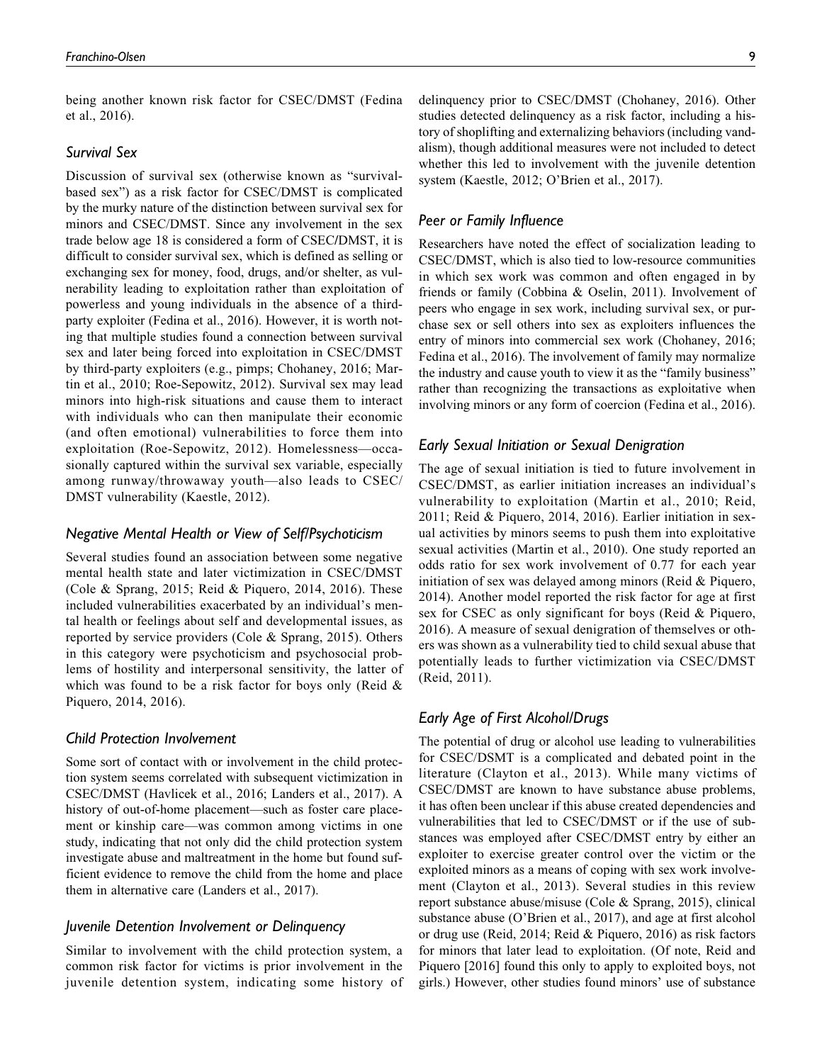being another known risk factor for CSEC/DMST (Fedina et al., 2016).

### Survival Sex

Discussion of survival sex (otherwise known as "survival-based sex") as a risk factor for CSEC/DMST is complicated by the murky nature of the distinction between survival sex for minors and CSEC/DMST. Since any involvement in the sex trade below age 18 is considered a form of CSEC/DMST, it is difficult to consider survival sex, which is defined as selling or exchanging sex for money, food, drugs, and/or shelter, as vulnerability leading to exploitation rather than exploitation of powerless and young individuals in the absence of a third-party exploiter (Fedina et al., 2016). However, it is worth noting that multiple studies found a connection between survival sex and later being forced into exploitation in CSEC/DMST by third-party exploiters (e.g., pimps; Chohaney, 2016; Martin et al., 2010; Roe-Sepowitz, 2012). Survival sex may lead minors into high-risk situations and cause them to interact with individuals who can then manipulate their economic (and often emotional) vulnerabilities to force them into exploitation (Roe-Sepowitz, 2012). Homelessness—occasionally captured within the survival sex variable, especially among runway/throwaway youth—also leads to CSEC/DMST vulnerability (Kaestle, 2012).

### Negative Mental Health or View of Self/Psychoticism

Several studies found an association between some negative mental health state and later victimization in CSEC/DMST (Cole & Sprang, 2015; Reid & Piquero, 2014, 2016). These included vulnerabilities exacerbated by an individual's mental health or feelings about self and developmental issues, as reported by service providers (Cole & Sprang, 2015). Others in this category were psychoticism and psychosocial problems of hostility and interpersonal sensitivity, the latter of which was found to be a risk factor for boys only (Reid & Piquero, 2014, 2016).

### Child Protection Involvement

Some sort of contact with or involvement in the child protection system seems correlated with subsequent victimization in CSEC/DMST (Havlicek et al., 2016; Landers et al., 2017). A history of out-of-home placement—such as foster care placement or kinship care—was common among victims in one study, indicating that not only did the child protection system investigate abuse and maltreatment in the home but found sufficient evidence to remove the child from the home and place them in alternative care (Landers et al., 2017).

### Juvenile Detention Involvement or Delinquency

Similar to involvement with the child protection system, a common risk factor for victims is prior involvement in the juvenile detention system, indicating some history of delinquency prior to CSEC/DMST (Chohaney, 2016). Other studies detected delinquency as a risk factor, including a history of shoplifting and externalizing behaviors (including vandalism), though additional measures were not included to detect whether this led to involvement with the juvenile detention system (Kaestle, 2012; O'Brien et al., 2017).

### Peer or Family Influence

Researchers have noted the effect of socialization leading to CSEC/DMST, which is also tied to low-resource communities in which sex work was common and often engaged in by friends or family (Cobbina & Oselin, 2011). Involvement of peers who engage in sex work, including survival sex, or purchase sex or sell others into sex as exploiters influences the entry of minors into commercial sex work (Chohaney, 2016; Fedina et al., 2016). The involvement of family may normalize the industry and cause youth to view it as the "family business" rather than recognizing the transactions as exploitative when involving minors or any form of coercion (Fedina et al., 2016).

### Early Sexual Initiation or Sexual Denigration

The age of sexual initiation is tied to future involvement in CSEC/DMST, as earlier initiation increases an individual's vulnerability to exploitation (Martin et al., 2010; Reid, 2011; Reid & Piquero, 2014, 2016). Earlier initiation in sexual activities by minors seems to push them into exploitative sexual activities (Martin et al., 2010). One study reported an odds ratio for sex work involvement of 0.77 for each year initiation of sex was delayed among minors (Reid & Piquero, 2014). Another model reported the risk factor for age at first sex for CSEC as only significant for boys (Reid & Piquero, 2016). A measure of sexual denigration of themselves or others was shown as a vulnerability tied to child sexual abuse that potentially leads to further victimization via CSEC/DMST (Reid, 2011).

### Early Age of First Alcohol/Drugs

The potential of drug or alcohol use leading to vulnerabilities for CSEC/DSMT is a complicated and debated point in the literature (Clayton et al., 2013). While many victims of CSEC/DMST are known to have substance abuse problems, it has often been unclear if this abuse created dependencies and vulnerabilities that led to CSEC/DMST or if the use of substances was employed after CSEC/DMST entry by either an exploiter to exercise greater control over the victim or the exploited minors as a means of coping with sex work involvement (Clayton et al., 2013). Several studies in this review report substance abuse/misuse (Cole & Sprang, 2015), clinical substance abuse (O'Brien et al., 2017), and age at first alcohol or drug use (Reid, 2014; Reid & Piquero, 2016) as risk factors for minors that later lead to exploitation. (Of note, Reid and Piquero [2016] found this only to apply to exploited boys, not girls.) However, other studies found minors' use of substance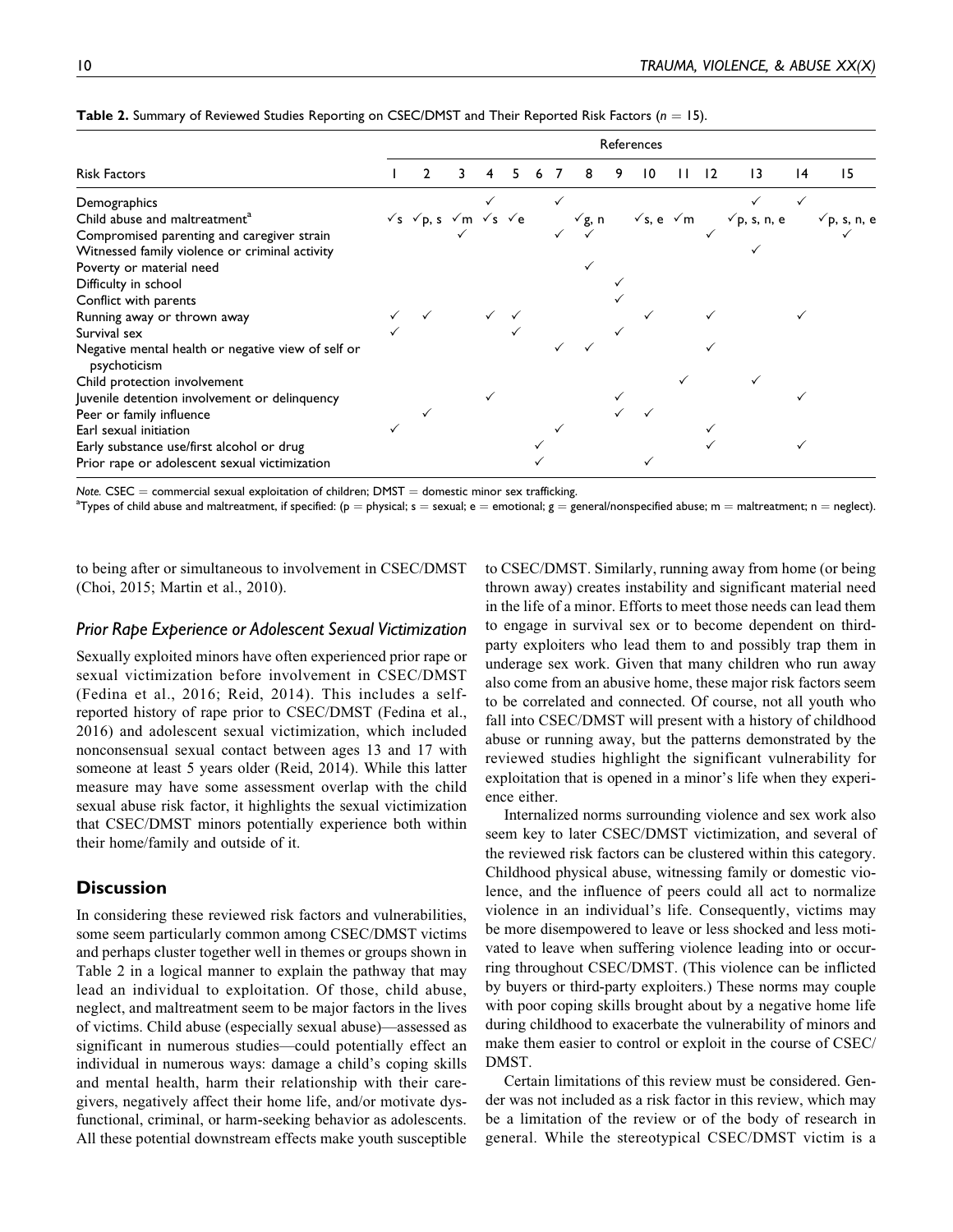**Table 2.** Summary of Reviewed Studies Reporting on CSEC/DMST and Their Reported Risk Factors ($n$ = 15).

| Risk Factors | References | | | | | | | | | | | | | | |
|---|---|---|---|---|---|---|---|---|---|---|---|---|---|---|---|
| | 1 | 2 | 3 | 4 | 5 | 6 | 7 | 8 | 9 | 10 | 11 | 12 | 13 | 14 | 15 |
| Demographics | | | | ✓ | | | ✓ | | | | | | ✓ | ✓ | |
| Child abuse and maltreatment[a] | ✓s | ✓p, s | ✓m | ✓s | ✓e | | | ✓g, n | | ✓s, e | ✓m | | ✓p, s, n, e | | ✓p, s, n, e |
| Compromised parenting and caregiver strain | | | ✓ | | | | ✓ | ✓ | | | | ✓ | | | ✓ |
| Witnessed family violence or criminal activity | | | | | | | | | | | | | ✓ | | |
| Poverty or material need | | | | | | | | ✓ | | | | | | | |
| Difficulty in school | | | | | | | | | ✓ | | | | | | |
| Conflict with parents | | | | | | | | | ✓ | | | | | | |
| Running away or thrown away | ✓ | ✓ | | ✓ | ✓ | | | | | ✓ | | ✓ | | ✓ | |
| Survival sex | ✓ | | | | ✓ | | | | ✓ | | | | | | |
| Negative mental health or negative view of self or psychoticism | | | | | | | ✓ | ✓ | | | | ✓ | | | |
| Child protection involvement | | | | | | | | | | | ✓ | | ✓ | | |
| Juvenile detention involvement or delinquency | | | | ✓ | | | | | ✓ | | | | | ✓ | |
| Peer or family influence | | ✓ | | | | | | | ✓ | ✓ | | | | | |
| Earl sexual initiation | ✓ | | | | | | ✓ | | | | | ✓ | | | |
| Early substance use/first alcohol or drug | | | | | | ✓ | | | | | | ✓ | | ✓ | |
| Prior rape or adolescent sexual victimization | | | | | | ✓ | | | | ✓ | | | | | |

*Note.* CSEC = commercial sexual exploitation of children; DMST = domestic minor sex trafficking.
[a]Types of child abuse and maltreatment, if specified: (p = physical; s = sexual; e = emotional; g = general/nonspecified abuse; m = maltreatment; n = neglect).

to being after or simultaneous to involvement in CSEC/DMST (Choi, 2015; Martin et al., 2010).

### *Prior Rape Experience or Adolescent Sexual Victimization*

Sexually exploited minors have often experienced prior rape or sexual victimization before involvement in CSEC/DMST (Fedina et al., 2016; Reid, 2014). This includes a self-reported history of rape prior to CSEC/DMST (Fedina et al., 2016) and adolescent sexual victimization, which included nonconsensual sexual contact between ages 13 and 17 with someone at least 5 years older (Reid, 2014). While this latter measure may have some assessment overlap with the child sexual abuse risk factor, it highlights the sexual victimization that CSEC/DMST minors potentially experience both within their home/family and outside of it.

## Discussion

In considering these reviewed risk factors and vulnerabilities, some seem particularly common among CSEC/DMST victims and perhaps cluster together well in themes or groups shown in Table 2 in a logical manner to explain the pathway that may lead an individual to exploitation. Of those, child abuse, neglect, and maltreatment seem to be major factors in the lives of victims. Child abuse (especially sexual abuse)—assessed as significant in numerous studies—could potentially effect an individual in numerous ways: damage a child's coping skills and mental health, harm their relationship with their caregivers, negatively affect their home life, and/or motivate dysfunctional, criminal, or harm-seeking behavior as adolescents. All these potential downstream effects make youth susceptible to CSEC/DMST. Similarly, running away from home (or being thrown away) creates instability and significant material need in the life of a minor. Efforts to meet those needs can lead them to engage in survival sex or to become dependent on third-party exploiters who lead them to and possibly trap them in underage sex work. Given that many children who run away also come from an abusive home, these major risk factors seem to be correlated and connected. Of course, not all youth who fall into CSEC/DMST will present with a history of childhood abuse or running away, but the patterns demonstrated by the reviewed studies highlight the significant vulnerability for exploitation that is opened in a minor's life when they experience either.

Internalized norms surrounding violence and sex work also seem key to later CSEC/DMST victimization, and several of the reviewed risk factors can be clustered within this category. Childhood physical abuse, witnessing family or domestic violence, and the influence of peers could all act to normalize violence in an individual's life. Consequently, victims may be more disempowered to leave or less shocked and less motivated to leave when suffering violence leading into or occurring throughout CSEC/DMST. (This violence can be inflicted by buyers or third-party exploiters.) These norms may couple with poor coping skills brought about by a negative home life during childhood to exacerbate the vulnerability of minors and make them easier to control or exploit in the course of CSEC/DMST.

Certain limitations of this review must be considered. Gender was not included as a risk factor in this review, which may be a limitation of the review or of the body of research in general. While the stereotypical CSEC/DMST victim is a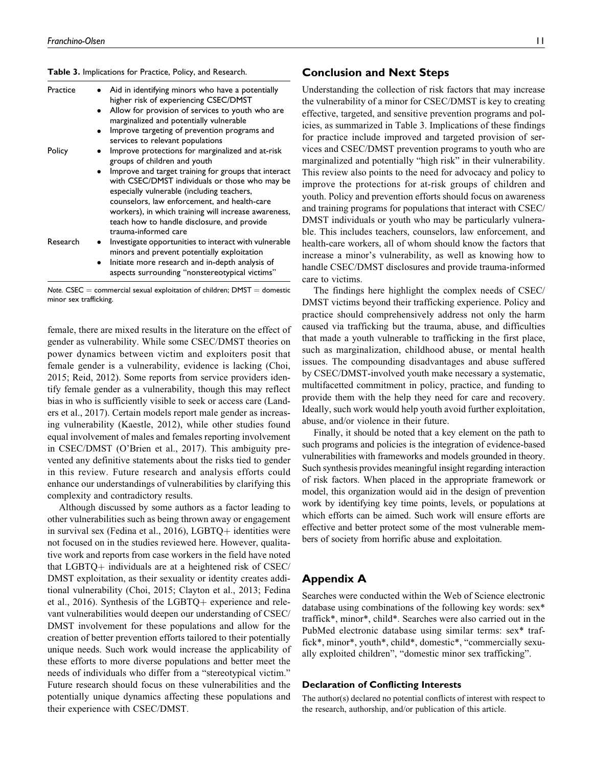**Table 3.** Implications for Practice, Policy, and Research.

| | |
|---|---|
| Practice | • Aid in identifying minors who have a potentially higher risk of experiencing CSEC/DMST<br>• Allow for provision of services to youth who are marginalized and potentially vulnerable<br>• Improve targeting of prevention programs and services to relevant populations |
| Policy | • Improve protections for marginalized and at-risk groups of children and youth<br>• Improve and target training for groups that interact with CSEC/DMST individuals or those who may be especially vulnerable (including teachers, counselors, law enforcement, and health-care workers), in which training will increase awareness, teach how to handle disclosure, and provide trauma-informed care |
| Research | • Investigate opportunities to interact with vulnerable minors and prevent potentially exploitation<br>• Initiate more research and in-depth analysis of aspects surrounding "nonstereotypical victims" |

*Note.* CSEC = commercial sexual exploitation of children; DMST = domestic minor sex trafficking.

female, there are mixed results in the literature on the effect of gender as vulnerability. While some CSEC/DMST theories on power dynamics between victim and exploiters posit that female gender is a vulnerability, evidence is lacking (Choi, 2015; Reid, 2012). Some reports from service providers identify female gender as a vulnerability, though this may reflect bias in who is sufficiently visible to seek or access care (Landers et al., 2017). Certain models report male gender as increasing vulnerability (Kaestle, 2012), while other studies found equal involvement of males and females reporting involvement in CSEC/DMST (O'Brien et al., 2017). This ambiguity prevented any definitive statements about the risks tied to gender in this review. Future research and analysis efforts could enhance our understandings of vulnerabilities by clarifying this complexity and contradictory results.

Although discussed by some authors as a factor leading to other vulnerabilities such as being thrown away or engagement in survival sex (Fedina et al., 2016), LGBTQ+ identities were not focused on in the studies reviewed here. However, qualitative work and reports from case workers in the field have noted that LGBTQ+ individuals are at a heightened risk of CSEC/DMST exploitation, as their sexuality or identity creates additional vulnerability (Choi, 2015; Clayton et al., 2013; Fedina et al., 2016). Synthesis of the LGBTQ+ experience and relevant vulnerabilities would deepen our understanding of CSEC/DMST involvement for these populations and allow for the creation of better prevention efforts tailored to their potentially unique needs. Such work would increase the applicability of these efforts to more diverse populations and better meet the needs of individuals who differ from a "stereotypical victim." Future research should focus on these vulnerabilities and the potentially unique dynamics affecting these populations and their experience with CSEC/DMST.

## Conclusion and Next Steps

Understanding the collection of risk factors that may increase the vulnerability of a minor for CSEC/DMST is key to creating effective, targeted, and sensitive prevention programs and policies, as summarized in Table 3. Implications of these findings for practice include improved and targeted provision of services and CSEC/DMST prevention programs to youth who are marginalized and potentially "high risk" in their vulnerability. This review also points to the need for advocacy and policy to improve the protections for at-risk groups of children and youth. Policy and prevention efforts should focus on awareness and training programs for populations that interact with CSEC/DMST individuals or youth who may be particularly vulnerable. This includes teachers, counselors, law enforcement, and health-care workers, all of whom should know the factors that increase a minor's vulnerability, as well as knowing how to handle CSEC/DMST disclosures and provide trauma-informed care to victims.

The findings here highlight the complex needs of CSEC/DMST victims beyond their trafficking experience. Policy and practice should comprehensively address not only the harm caused via trafficking but the trauma, abuse, and difficulties that made a youth vulnerable to trafficking in the first place, such as marginalization, childhood abuse, or mental health issues. The compounding disadvantages and abuse suffered by CSEC/DMST-involved youth make necessary a systematic, multifacetted commitment in policy, practice, and funding to provide them with the help they need for care and recovery. Ideally, such work would help youth avoid further exploitation, abuse, and/or violence in their future.

Finally, it should be noted that a key element on the path to such programs and policies is the integration of evidence-based vulnerabilities with frameworks and models grounded in theory. Such synthesis provides meaningful insight regarding interaction of risk factors. When placed in the appropriate framework or model, this organization would aid in the design of prevention work by identifying key time points, levels, or populations at which efforts can be aimed. Such work will ensure efforts are effective and better protect some of the most vulnerable members of society from horrific abuse and exploitation.

## Appendix A

Searches were conducted within the Web of Science electronic database using combinations of the following key words: sex* traffick*, minor*, child*. Searches were also carried out in the PubMed electronic database using similar terms: sex* traffick*, minor*, youth*, child*, domestic*, "commercially sexually exploited children", "domestic minor sex trafficking".

### Declaration of Conflicting Interests

The author(s) declared no potential conflicts of interest with respect to the research, authorship, and/or publication of this article.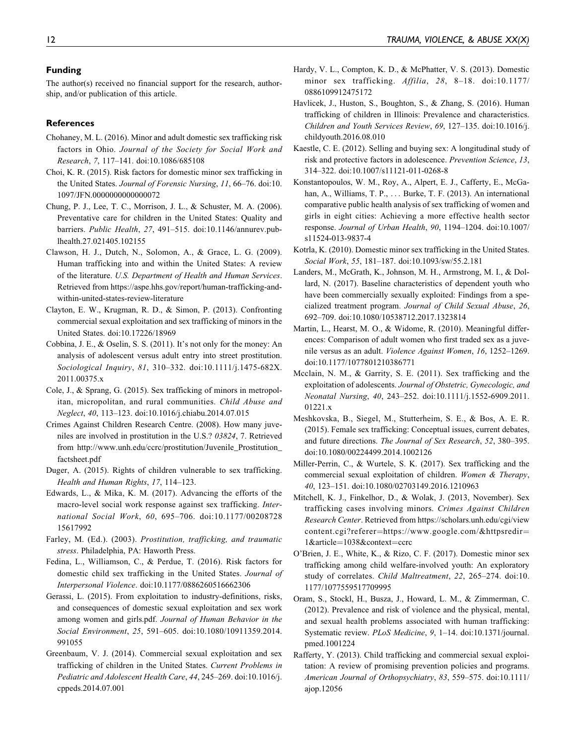## Funding

The author(s) received no financial support for the research, authorship, and/or publication of this article.

## References

Chohaney, M. L. (2016). Minor and adult domestic sex trafficking risk factors in Ohio. *Journal of the Society for Social Work and Research*, *7*, 117–141. doi:10.1086/685108

Choi, K. R. (2015). Risk factors for domestic minor sex trafficking in the United States. *Journal of Forensic Nursing*, *11*, 66–76. doi:10.1097/JFN.0000000000000072

Chung, P. J., Lee, T. C., Morrison, J. L., & Schuster, M. A. (2006). Preventative care for children in the United States: Quality and barriers. *Public Health*, *27*, 491–515. doi:10.1146/annurev.publhealth.27.021405.102155

Clawson, H. J., Dutch, N., Solomon, A., & Grace, L. G. (2009). Human trafficking into and within the United States: A review of the literature. *U.S. Department of Health and Human Services*. Retrieved from https://aspe.hhs.gov/report/human-trafficking-and-within-united-states-review-literature

Clayton, E. W., Krugman, R. D., & Simon, P. (2013). Confronting commercial sexual exploitation and sex trafficking of minors in the United States. doi:10.17226/18969

Cobbina, J. E., & Oselin, S. S. (2011). It's not only for the money: An analysis of adolescent versus adult entry into street prostitution. *Sociological Inquiry*, *81*, 310–332. doi:10.1111/j.1475-682X.2011.00375.x

Cole, J., & Sprang, G. (2015). Sex trafficking of minors in metropolitan, micropolitan, and rural communities. *Child Abuse and Neglect*, *40*, 113–123. doi:10.1016/j.chiabu.2014.07.015

Crimes Against Children Research Centre. (2008). How many juveniles are involved in prostitution in the U.S.? *03824*, 7. Retrieved from http://www.unh.edu/ccrc/prostitution/Juvenile_Prostitution_factsheet.pdf

Duger, A. (2015). Rights of children vulnerable to sex trafficking. *Health and Human Rights*, *17*, 114–123.

Edwards, L., & Mika, K. M. (2017). Advancing the efforts of the macro-level social work response against sex trafficking. *International Social Work*, *60*, 695–706. doi:10.1177/0020872815617992

Farley, M. (Ed.). (2003). *Prostitution, trafficking, and traumatic stress*. Philadelphia, PA: Haworth Press.

Fedina, L., Williamson, C., & Perdue, T. (2016). Risk factors for domestic child sex trafficking in the United States. *Journal of Interpersonal Violence*. doi:10.1177/0886260516662306

Gerassi, L. (2015). From exploitation to industry-definitions, risks, and consequences of domestic sexual exploitation and sex work among women and girls.pdf. *Journal of Human Behavior in the Social Environment*, *25*, 591–605. doi:10.1080/10911359.2014.991055

Greenbaum, V. J. (2014). Commercial sexual exploitation and sex trafficking of children in the United States. *Current Problems in Pediatric and Adolescent Health Care*, *44*, 245–269. doi:10.1016/j.cppeds.2014.07.001

Hardy, V. L., Compton, K. D., & McPhatter, V. S. (2013). Domestic minor sex trafficking. *Affilia*, *28*, 8–18. doi:10.1177/0886109912475172

Havlicek, J., Huston, S., Boughton, S., & Zhang, S. (2016). Human trafficking of children in Illinois: Prevalence and characteristics. *Children and Youth Services Review*, *69*, 127–135. doi:10.1016/j.childyouth.2016.08.010

Kaestle, C. E. (2012). Selling and buying sex: A longitudinal study of risk and protective factors in adolescence. *Prevention Science*, *13*, 314–322. doi:10.1007/s11121-011-0268-8

Konstantopoulos, W. M., Roy, A., Alpert, E. J., Cafferty, E., McGahan, A., Williams, T. P., … Burke, T. F. (2013). An international comparative public health analysis of sex trafficking of women and girls in eight cities: Achieving a more effective health sector response. *Journal of Urban Health*, *90*, 1194–1204. doi:10.1007/s11524-013-9837-4

Kotrla, K. (2010). Domestic minor sex trafficking in the United States. *Social Work*, *55*, 181–187. doi:10.1093/sw/55.2.181

Landers, M., McGrath, K., Johnson, M. H., Armstrong, M. I., & Dollard, N. (2017). Baseline characteristics of dependent youth who have been commercially sexually exploited: Findings from a specialized treatment program. *Journal of Child Sexual Abuse*, *26*, 692–709. doi:10.1080/10538712.2017.1323814

Martin, L., Hearst, M. O., & Widome, R. (2010). Meaningful differences: Comparison of adult women who first traded sex as a juvenile versus as an adult. *Violence Against Women*, *16*, 1252–1269. doi:10.1177/1077801210386771

Mcclain, N. M., & Garrity, S. E. (2011). Sex trafficking and the exploitation of adolescents. *Journal of Obstetric, Gynecologic, and Neonatal Nursing*, *40*, 243–252. doi:10.1111/j.1552-6909.2011.01221.x

Meshkovska, B., Siegel, M., Stutterheim, S. E., & Bos, A. E. R. (2015). Female sex trafficking: Conceptual issues, current debates, and future directions. *The Journal of Sex Research*, *52*, 380–395. doi:10.1080/00224499.2014.1002126

Miller-Perrin, C., & Wurtele, S. K. (2017). Sex trafficking and the commercial sexual exploitation of children. *Women & Therapy*, *40*, 123–151. doi:10.1080/02703149.2016.1210963

Mitchell, K. J., Finkelhor, D., & Wolak, J. (2013, November). Sex trafficking cases involving minors. *Crimes Against Children Research Center*. Retrieved from https://scholars.unh.edu/cgi/viewcontent.cgi?referer=https://www.google.com/&httpsredir=1&article=1038&context=ccrc

O'Brien, J. E., White, K., & Rizo, C. F. (2017). Domestic minor sex trafficking among child welfare-involved youth: An exploratory study of correlates. *Child Maltreatment*, *22*, 265–274. doi:10.1177/1077559517709995

Oram, S., Stockl, H., Busza, J., Howard, L. M., & Zimmerman, C. (2012). Prevalence and risk of violence and the physical, mental, and sexual health problems associated with human trafficking: Systematic review. *PLoS Medicine*, *9*, 1–14. doi:10.1371/journal.pmed.1001224

Rafferty, Y. (2013). Child trafficking and commercial sexual exploitation: A review of promising prevention policies and programs. *American Journal of Orthopsychiatry*, *83*, 559–575. doi:10.1111/ajop.12056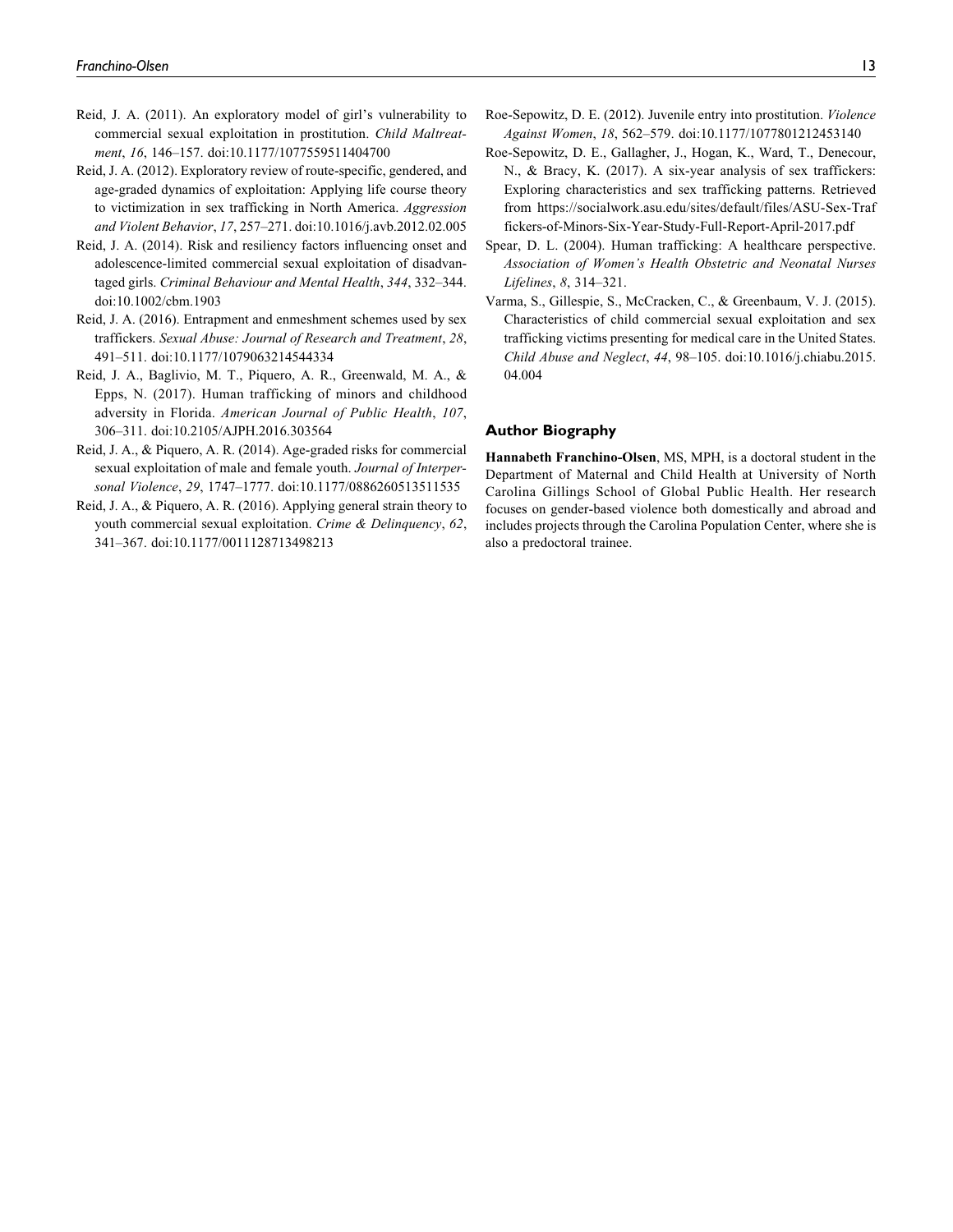Reid, J. A. (2011). An exploratory model of girl's vulnerability to commercial sexual exploitation in prostitution. *Child Maltreatment*, *16*, 146–157. doi:10.1177/1077559511404700

Reid, J. A. (2012). Exploratory review of route-specific, gendered, and age-graded dynamics of exploitation: Applying life course theory to victimization in sex trafficking in North America. *Aggression and Violent Behavior*, *17*, 257–271. doi:10.1016/j.avb.2012.02.005

Reid, J. A. (2014). Risk and resiliency factors influencing onset and adolescence-limited commercial sexual exploitation of disadvantaged girls. *Criminal Behaviour and Mental Health*, *344*, 332–344. doi:10.1002/cbm.1903

Reid, J. A. (2016). Entrapment and enmeshment schemes used by sex traffickers. *Sexual Abuse: Journal of Research and Treatment*, *28*, 491–511. doi:10.1177/1079063214544334

Reid, J. A., Baglivio, M. T., Piquero, A. R., Greenwald, M. A., & Epps, N. (2017). Human trafficking of minors and childhood adversity in Florida. *American Journal of Public Health*, *107*, 306–311. doi:10.2105/AJPH.2016.303564

Reid, J. A., & Piquero, A. R. (2014). Age-graded risks for commercial sexual exploitation of male and female youth. *Journal of Interpersonal Violence*, *29*, 1747–1777. doi:10.1177/0886260513511535

Reid, J. A., & Piquero, A. R. (2016). Applying general strain theory to youth commercial sexual exploitation. *Crime & Delinquency*, *62*, 341–367. doi:10.1177/0011128713498213

Roe-Sepowitz, D. E. (2012). Juvenile entry into prostitution. *Violence Against Women*, *18*, 562–579. doi:10.1177/1077801212453140

Roe-Sepowitz, D. E., Gallagher, J., Hogan, K., Ward, T., Denecour, N., & Bracy, K. (2017). A six-year analysis of sex traffickers: Exploring characteristics and sex trafficking patterns. Retrieved from https://socialwork.asu.edu/sites/default/files/ASU-Sex-Traffickers-of-Minors-Six-Year-Study-Full-Report-April-2017.pdf

Spear, D. L. (2004). Human trafficking: A healthcare perspective. *Association of Women's Health Obstetric and Neonatal Nurses Lifelines*, *8*, 314–321.

Varma, S., Gillespie, S., McCracken, C., & Greenbaum, V. J. (2015). Characteristics of child commercial sexual exploitation and sex trafficking victims presenting for medical care in the United States. *Child Abuse and Neglect*, *44*, 98–105. doi:10.1016/j.chiabu.2015.04.004

## Author Biography

**Hannabeth Franchino-Olsen**, MS, MPH, is a doctoral student in the Department of Maternal and Child Health at University of North Carolina Gillings School of Global Public Health. Her research focuses on gender-based violence both domestically and abroad and includes projects through the Carolina Population Center, where she is also a predoctoral trainee.